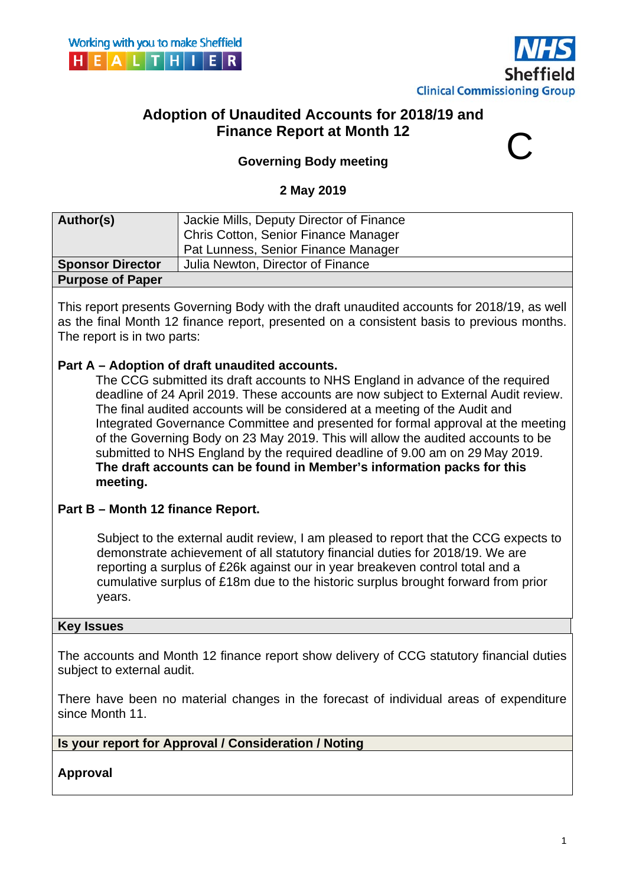Working with you to make Sheffield HEALTHIER

NHS Sheffield Clinical Commissioning Group

# Adoption of Unaudited Accounts for 2018/19 and Finance Report at Month 12

C

## Governing Body meeting

**2 May 2019**

| **Author(s)** | Jackie Mills, Deputy Director of Finance<br>Chris Cotton, Senior Finance Manager<br>Pat Lunness, Senior Finance Manager |
|---|---|
| **Sponsor Director** | Julia Newton, Director of Finance |

**Purpose of Paper**

This report presents Governing Body with the draft unaudited accounts for 2018/19, as well as the final Month 12 finance report, presented on a consistent basis to previous months. The report is in two parts:

**Part A – Adoption of draft unaudited accounts.**

The CCG submitted its draft accounts to NHS England in advance of the required deadline of 24 April 2019. These accounts are now subject to External Audit review. The final audited accounts will be considered at a meeting of the Audit and Integrated Governance Committee and presented for formal approval at the meeting of the Governing Body on 23 May 2019. This will allow the audited accounts to be submitted to NHS England by the required deadline of 9.00 am on 29 May 2019. **The draft accounts can be found in Member's information packs for this meeting.**

**Part B – Month 12 finance Report.**

Subject to the external audit review, I am pleased to report that the CCG expects to demonstrate achievement of all statutory financial duties for 2018/19. We are reporting a surplus of £26k against our in year breakeven control total and a cumulative surplus of £18m due to the historic surplus brought forward from prior years.

**Key Issues**

The accounts and Month 12 finance report show delivery of CCG statutory financial duties subject to external audit.

There have been no material changes in the forecast of individual areas of expenditure since Month 11.

**Is your report for Approval / Consideration / Noting**

**Approval**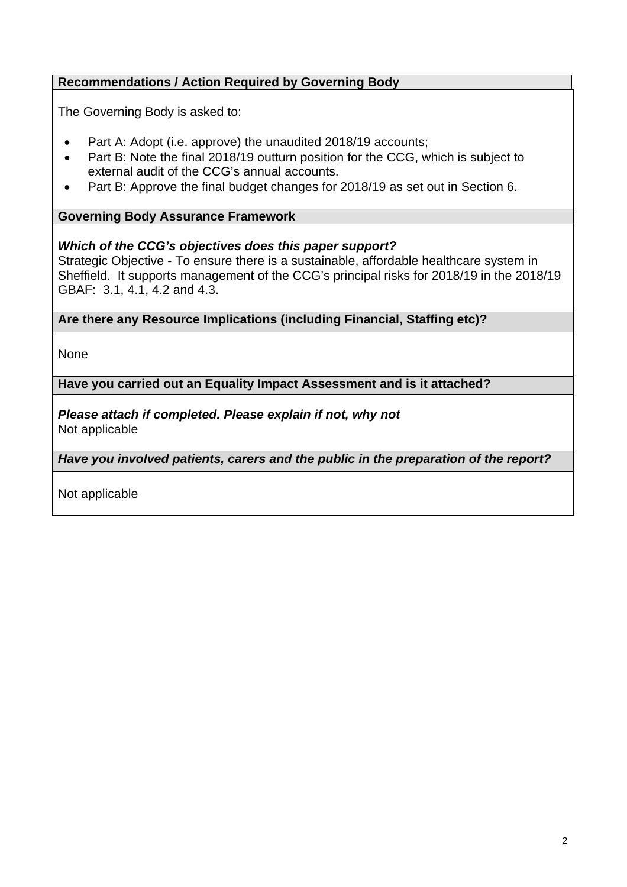**Recommendations / Action Required by Governing Body**

The Governing Body is asked to:

- Part A: Adopt (i.e. approve) the unaudited 2018/19 accounts;
- Part B: Note the final 2018/19 outturn position for the CCG, which is subject to external audit of the CCG's annual accounts.
- Part B: Approve the final budget changes for 2018/19 as set out in Section 6.

**Governing Body Assurance Framework**

***Which of the CCG's objectives does this paper support?***

Strategic Objective - To ensure there is a sustainable, affordable healthcare system in Sheffield. It supports management of the CCG's principal risks for 2018/19 in the 2018/19 GBAF: 3.1, 4.1, 4.2 and 4.3.

**Are there any Resource Implications (including Financial, Staffing etc)?**

None

**Have you carried out an Equality Impact Assessment and is it attached?**

***Please attach if completed. Please explain if not, why not***

Not applicable

***Have you involved patients, carers and the public in the preparation of the report?***

Not applicable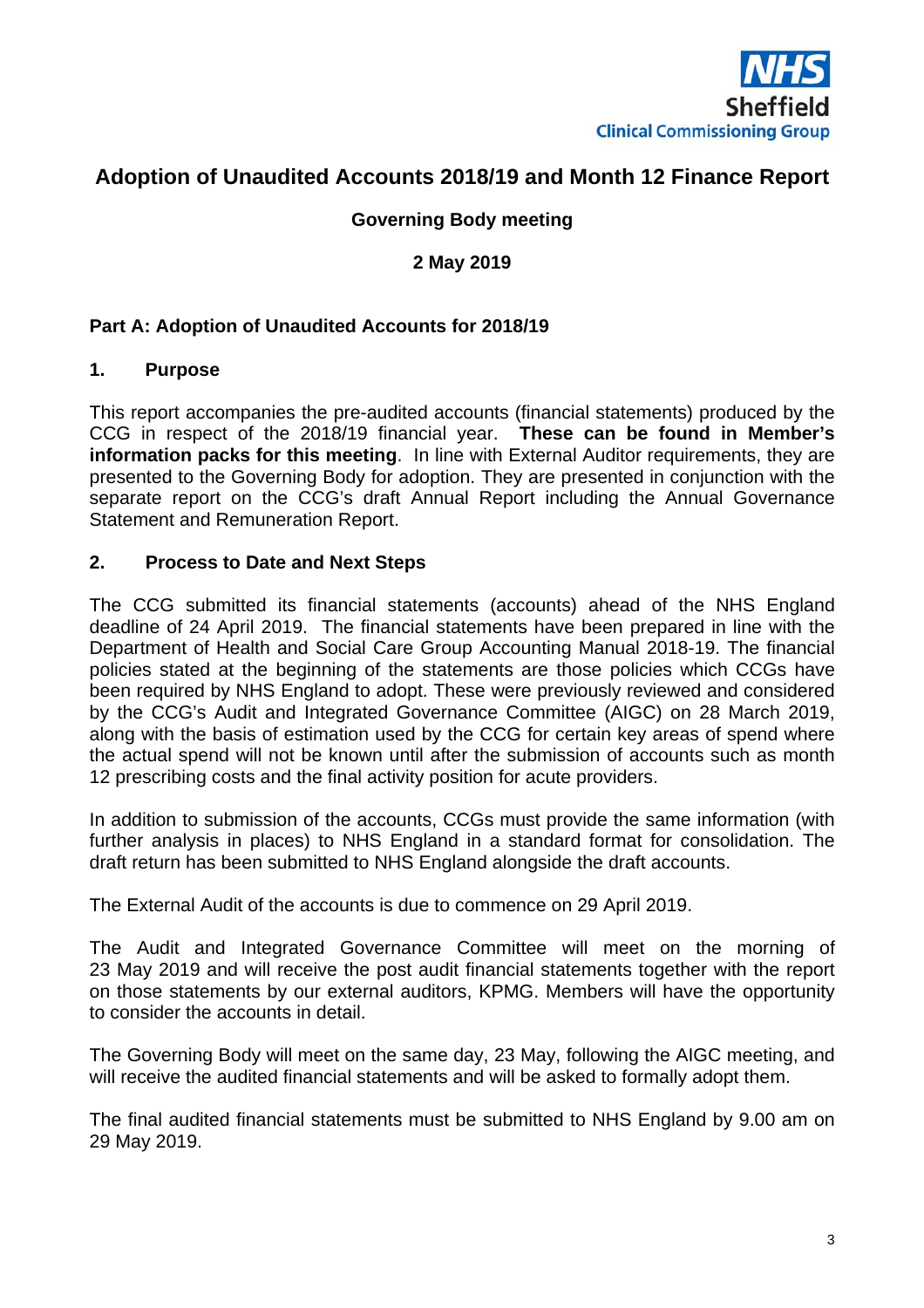NHS
Sheffield
Clinical Commissioning Group

# Adoption of Unaudited Accounts 2018/19 and Month 12 Finance Report

**Governing Body meeting**

**2 May 2019**

## Part A: Adoption of Unaudited Accounts for 2018/19

### 1. Purpose

This report accompanies the pre-audited accounts (financial statements) produced by the CCG in respect of the 2018/19 financial year. **These can be found in Member's information packs for this meeting**. In line with External Auditor requirements, they are presented to the Governing Body for adoption. They are presented in conjunction with the separate report on the CCG's draft Annual Report including the Annual Governance Statement and Remuneration Report.

### 2. Process to Date and Next Steps

The CCG submitted its financial statements (accounts) ahead of the NHS England deadline of 24 April 2019. The financial statements have been prepared in line with the Department of Health and Social Care Group Accounting Manual 2018-19. The financial policies stated at the beginning of the statements are those policies which CCGs have been required by NHS England to adopt. These were previously reviewed and considered by the CCG's Audit and Integrated Governance Committee (AIGC) on 28 March 2019, along with the basis of estimation used by the CCG for certain key areas of spend where the actual spend will not be known until after the submission of accounts such as month 12 prescribing costs and the final activity position for acute providers.

In addition to submission of the accounts, CCGs must provide the same information (with further analysis in places) to NHS England in a standard format for consolidation. The draft return has been submitted to NHS England alongside the draft accounts.

The External Audit of the accounts is due to commence on 29 April 2019.

The Audit and Integrated Governance Committee will meet on the morning of 23 May 2019 and will receive the post audit financial statements together with the report on those statements by our external auditors, KPMG. Members will have the opportunity to consider the accounts in detail.

The Governing Body will meet on the same day, 23 May, following the AIGC meeting, and will receive the audited financial statements and will be asked to formally adopt them.

The final audited financial statements must be submitted to NHS England by 9.00 am on 29 May 2019.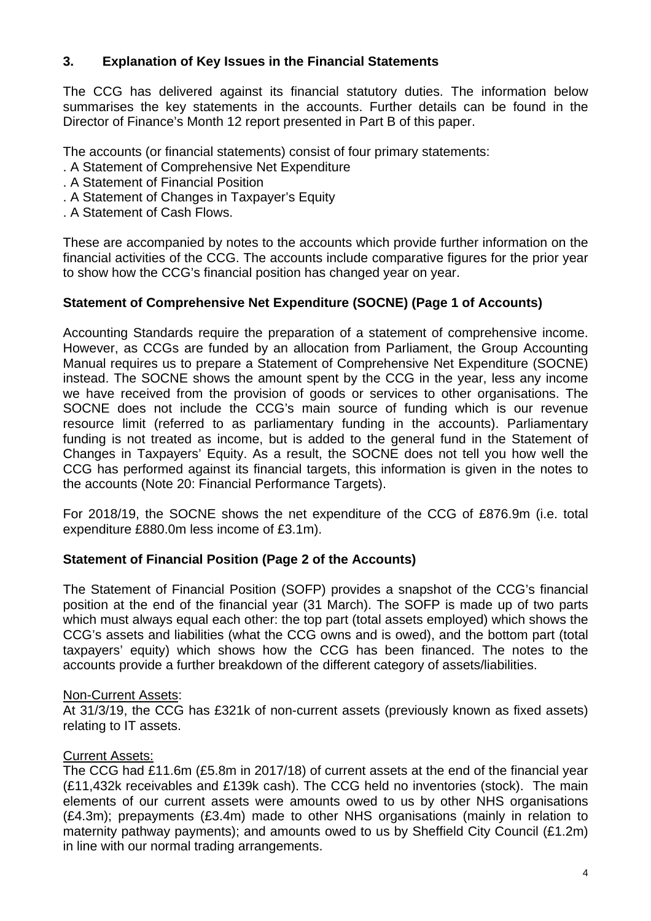## 3. Explanation of Key Issues in the Financial Statements

The CCG has delivered against its financial statutory duties. The information below summarises the key statements in the accounts. Further details can be found in the Director of Finance's Month 12 report presented in Part B of this paper.

The accounts (or financial statements) consist of four primary statements:

- A Statement of Comprehensive Net Expenditure
- A Statement of Financial Position
- A Statement of Changes in Taxpayer's Equity
- A Statement of Cash Flows.

These are accompanied by notes to the accounts which provide further information on the financial activities of the CCG. The accounts include comparative figures for the prior year to show how the CCG's financial position has changed year on year.

### Statement of Comprehensive Net Expenditure (SOCNE) (Page 1 of Accounts)

Accounting Standards require the preparation of a statement of comprehensive income. However, as CCGs are funded by an allocation from Parliament, the Group Accounting Manual requires us to prepare a Statement of Comprehensive Net Expenditure (SOCNE) instead. The SOCNE shows the amount spent by the CCG in the year, less any income we have received from the provision of goods or services to other organisations. The SOCNE does not include the CCG's main source of funding which is our revenue resource limit (referred to as parliamentary funding in the accounts). Parliamentary funding is not treated as income, but is added to the general fund in the Statement of Changes in Taxpayers' Equity. As a result, the SOCNE does not tell you how well the CCG has performed against its financial targets, this information is given in the notes to the accounts (Note 20: Financial Performance Targets).

For 2018/19, the SOCNE shows the net expenditure of the CCG of £876.9m (i.e. total expenditure £880.0m less income of £3.1m).

### Statement of Financial Position (Page 2 of the Accounts)

The Statement of Financial Position (SOFP) provides a snapshot of the CCG's financial position at the end of the financial year (31 March). The SOFP is made up of two parts which must always equal each other: the top part (total assets employed) which shows the CCG's assets and liabilities (what the CCG owns and is owed), and the bottom part (total taxpayers' equity) which shows how the CCG has been financed. The notes to the accounts provide a further breakdown of the different category of assets/liabilities.

Non-Current Assets:
At 31/3/19, the CCG has £321k of non-current assets (previously known as fixed assets) relating to IT assets.

Current Assets:
The CCG had £11.6m (£5.8m in 2017/18) of current assets at the end of the financial year (£11,432k receivables and £139k cash). The CCG held no inventories (stock). The main elements of our current assets were amounts owed to us by other NHS organisations (£4.3m); prepayments (£3.4m) made to other NHS organisations (mainly in relation to maternity pathway payments); and amounts owed to us by Sheffield City Council (£1.2m) in line with our normal trading arrangements.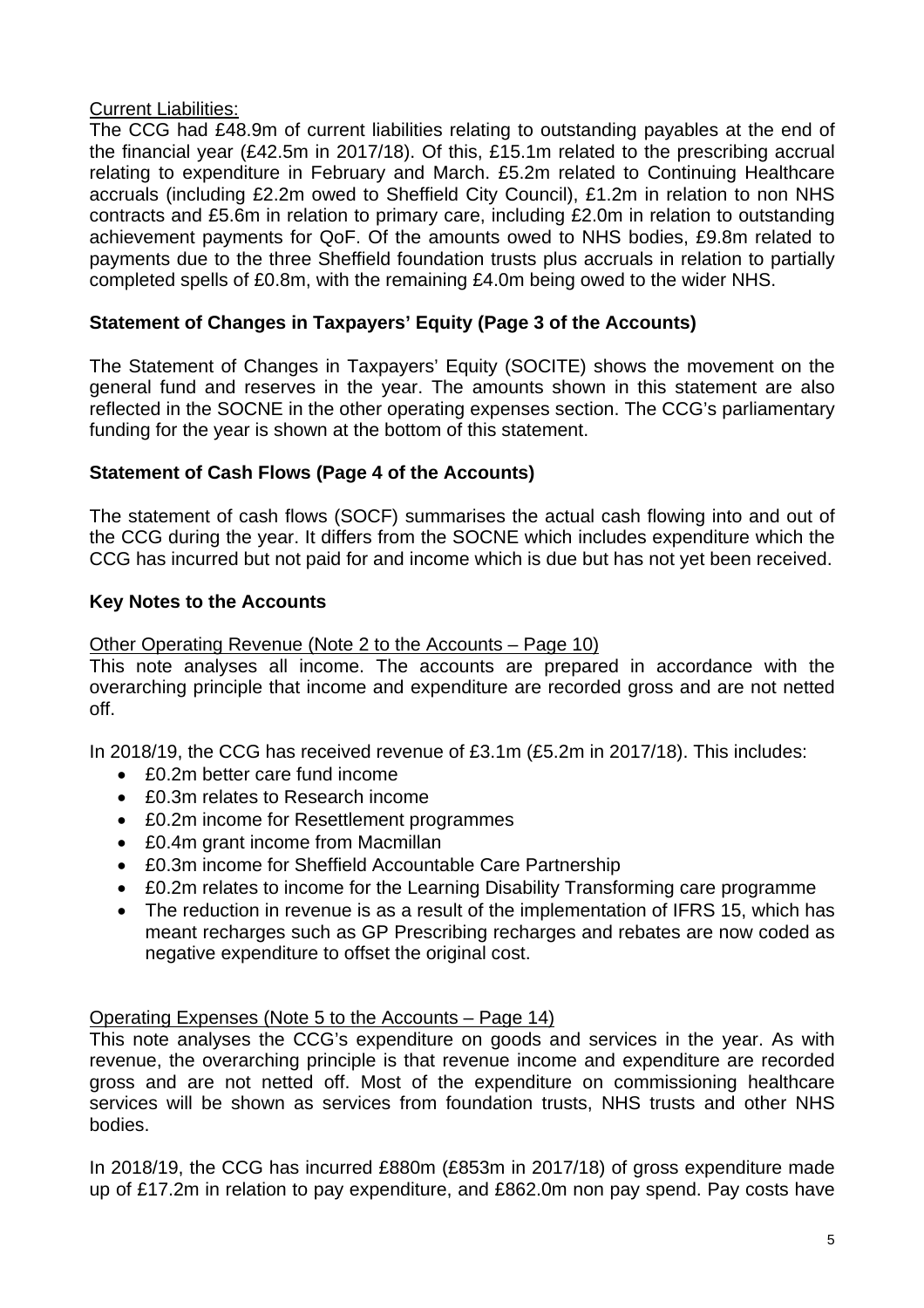Current Liabilities:

The CCG had £48.9m of current liabilities relating to outstanding payables at the end of the financial year (£42.5m in 2017/18). Of this, £15.1m related to the prescribing accrual relating to expenditure in February and March. £5.2m related to Continuing Healthcare accruals (including £2.2m owed to Sheffield City Council), £1.2m in relation to non NHS contracts and £5.6m in relation to primary care, including £2.0m in relation to outstanding achievement payments for QoF. Of the amounts owed to NHS bodies, £9.8m related to payments due to the three Sheffield foundation trusts plus accruals in relation to partially completed spells of £0.8m, with the remaining £4.0m being owed to the wider NHS.

**Statement of Changes in Taxpayers' Equity (Page 3 of the Accounts)**

The Statement of Changes in Taxpayers' Equity (SOCITE) shows the movement on the general fund and reserves in the year. The amounts shown in this statement are also reflected in the SOCNE in the other operating expenses section. The CCG's parliamentary funding for the year is shown at the bottom of this statement.

**Statement of Cash Flows (Page 4 of the Accounts)**

The statement of cash flows (SOCF) summarises the actual cash flowing into and out of the CCG during the year. It differs from the SOCNE which includes expenditure which the CCG has incurred but not paid for and income which is due but has not yet been received.

**Key Notes to the Accounts**

Other Operating Revenue (Note 2 to the Accounts – Page 10)

This note analyses all income. The accounts are prepared in accordance with the overarching principle that income and expenditure are recorded gross and are not netted off.

In 2018/19, the CCG has received revenue of £3.1m (£5.2m in 2017/18). This includes:

- £0.2m better care fund income
- £0.3m relates to Research income
- £0.2m income for Resettlement programmes
- £0.4m grant income from Macmillan
- £0.3m income for Sheffield Accountable Care Partnership
- £0.2m relates to income for the Learning Disability Transforming care programme
- The reduction in revenue is as a result of the implementation of IFRS 15, which has meant recharges such as GP Prescribing recharges and rebates are now coded as negative expenditure to offset the original cost.

Operating Expenses (Note 5 to the Accounts – Page 14)

This note analyses the CCG's expenditure on goods and services in the year. As with revenue, the overarching principle is that revenue income and expenditure are recorded gross and are not netted off. Most of the expenditure on commissioning healthcare services will be shown as services from foundation trusts, NHS trusts and other NHS bodies.

In 2018/19, the CCG has incurred £880m (£853m in 2017/18) of gross expenditure made up of £17.2m in relation to pay expenditure, and £862.0m non pay spend. Pay costs have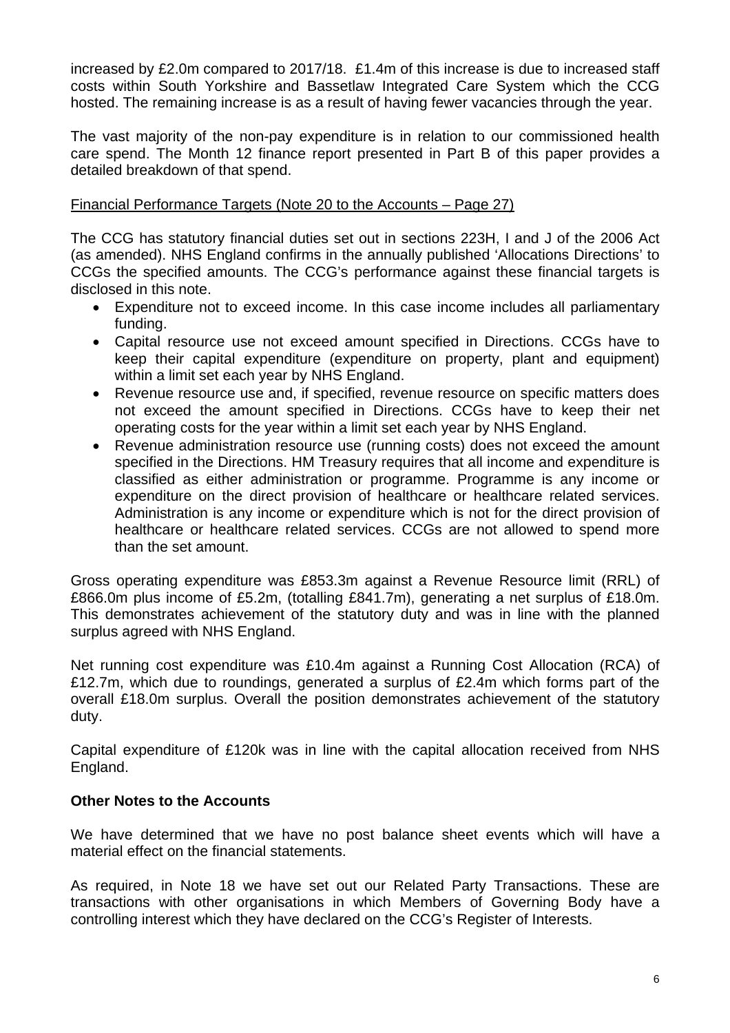increased by £2.0m compared to 2017/18. £1.4m of this increase is due to increased staff costs within South Yorkshire and Bassetlaw Integrated Care System which the CCG hosted. The remaining increase is as a result of having fewer vacancies through the year.

The vast majority of the non-pay expenditure is in relation to our commissioned health care spend. The Month 12 finance report presented in Part B of this paper provides a detailed breakdown of that spend.

<u>Financial Performance Targets (Note 20 to the Accounts – Page 27)</u>

The CCG has statutory financial duties set out in sections 223H, I and J of the 2006 Act (as amended). NHS England confirms in the annually published 'Allocations Directions' to CCGs the specified amounts. The CCG's performance against these financial targets is disclosed in this note.

- Expenditure not to exceed income. In this case income includes all parliamentary funding.
- Capital resource use not exceed amount specified in Directions. CCGs have to keep their capital expenditure (expenditure on property, plant and equipment) within a limit set each year by NHS England.
- Revenue resource use and, if specified, revenue resource on specific matters does not exceed the amount specified in Directions. CCGs have to keep their net operating costs for the year within a limit set each year by NHS England.
- Revenue administration resource use (running costs) does not exceed the amount specified in the Directions. HM Treasury requires that all income and expenditure is classified as either administration or programme. Programme is any income or expenditure on the direct provision of healthcare or healthcare related services. Administration is any income or expenditure which is not for the direct provision of healthcare or healthcare related services. CCGs are not allowed to spend more than the set amount.

Gross operating expenditure was £853.3m against a Revenue Resource limit (RRL) of £866.0m plus income of £5.2m, (totalling £841.7m), generating a net surplus of £18.0m. This demonstrates achievement of the statutory duty and was in line with the planned surplus agreed with NHS England.

Net running cost expenditure was £10.4m against a Running Cost Allocation (RCA) of £12.7m, which due to roundings, generated a surplus of £2.4m which forms part of the overall £18.0m surplus. Overall the position demonstrates achievement of the statutory duty.

Capital expenditure of £120k was in line with the capital allocation received from NHS England.

**Other Notes to the Accounts**

We have determined that we have no post balance sheet events which will have a material effect on the financial statements.

As required, in Note 18 we have set out our Related Party Transactions. These are transactions with other organisations in which Members of Governing Body have a controlling interest which they have declared on the CCG's Register of Interests.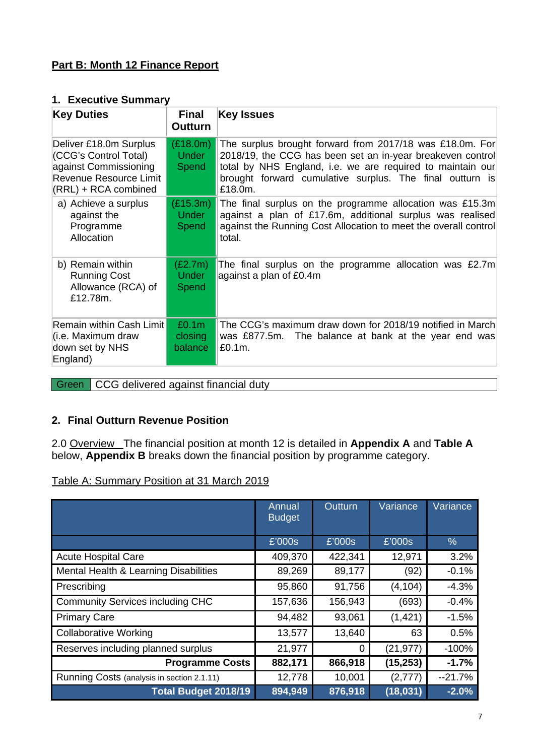**Part B: Month 12 Finance Report**

## 1. Executive Summary

| Key Duties | Final Outturn | Key Issues |
|---|---|---|
| Deliver £18.0m Surplus (CCG's Control Total) against Commissioning Revenue Resource Limit (RRL) + RCA combined | (£18.0m) Under Spend | The surplus brought forward from 2017/18 was £18.0m. For 2018/19, the CCG has been set an in-year breakeven control total by NHS England, i.e. we are required to maintain our brought forward cumulative surplus. The final outturn is £18.0m. |
| a) Achieve a surplus against the Programme Allocation | (£15.3m) Under Spend | The final surplus on the programme allocation was £15.3m against a plan of £17.6m, additional surplus was realised against the Running Cost Allocation to meet the overall control total. |
| b) Remain within Running Cost Allowance (RCA) of £12.78m. | (£2.7m) Under Spend | The final surplus on the programme allocation was £2.7m against a plan of £0.4m |
| Remain within Cash Limit (i.e. Maximum draw down set by NHS England) | £0.1m closing balance | The CCG's maximum draw down for 2018/19 notified in March was £877.5m. The balance at bank at the year end was £0.1m. |

| Green | CCG delivered against financial duty |
|---|---|

## 2. Final Outturn Revenue Position

2.0 Overview The financial position at month 12 is detailed in **Appendix A** and **Table A** below, **Appendix B** breaks down the financial position by programme category.

Table A: Summary Position at 31 March 2019

| | Annual Budget | Outturn | Variance | Variance |
|---|---|---|---|---|
| | £'000s | £'000s | £'000s | % |
| Acute Hospital Care | 409,370 | 422,341 | 12,971 | 3.2% |
| Mental Health & Learning Disabilities | 89,269 | 89,177 | (92) | -0.1% |
| Prescribing | 95,860 | 91,756 | (4,104) | -4.3% |
| Community Services including CHC | 157,636 | 156,943 | (693) | -0.4% |
| Primary Care | 94,482 | 93,061 | (1,421) | -1.5% |
| Collaborative Working | 13,577 | 13,640 | 63 | 0.5% |
| Reserves including planned surplus | 21,977 | 0 | (21,977) | -100% |
| **Programme Costs** | **882,171** | **866,918** | **(15,253)** | **-1.7%** |
| Running Costs (analysis in section 2.1.11) | 12,778 | 10,001 | (2,777) | --21.7% |
| **Total Budget 2018/19** | **894,949** | **876,918** | **(18,031)** | **-2.0%** |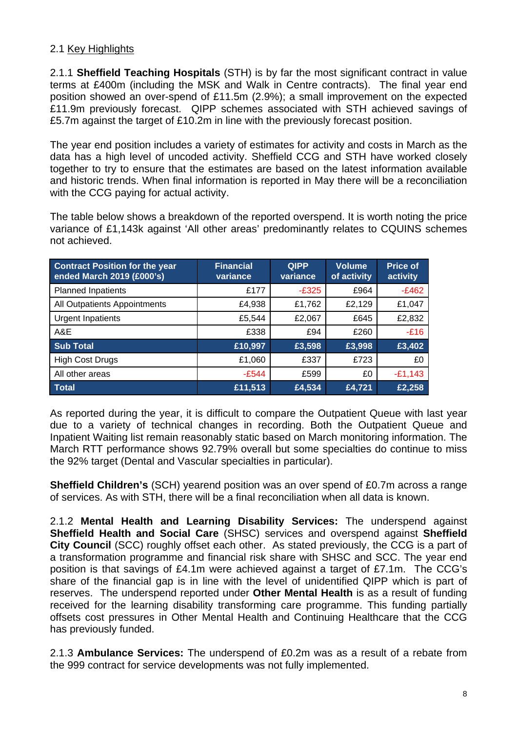2.1 Key Highlights

2.1.1 **Sheffield Teaching Hospitals** (STH) is by far the most significant contract in value terms at £400m (including the MSK and Walk in Centre contracts). The final year end position showed an over-spend of £11.5m (2.9%); a small improvement on the expected £11.9m previously forecast. QIPP schemes associated with STH achieved savings of £5.7m against the target of £10.2m in line with the previously forecast position.

The year end position includes a variety of estimates for activity and costs in March as the data has a high level of uncoded activity. Sheffield CCG and STH have worked closely together to try to ensure that the estimates are based on the latest information available and historic trends. When final information is reported in May there will be a reconciliation with the CCG paying for actual activity.

The table below shows a breakdown of the reported overspend. It is worth noting the price variance of £1,143k against 'All other areas' predominantly relates to CQUINS schemes not achieved.

| Contract Position for the year ended March 2019 (£000's) | Financial variance | QIPP variance | Volume of activity | Price of activity |
|---|---|---|---|---|
| Planned Inpatients | £177 | -£325 | £964 | -£462 |
| All Outpatients Appointments | £4,938 | £1,762 | £2,129 | £1,047 |
| Urgent Inpatients | £5,544 | £2,067 | £645 | £2,832 |
| A&E | £338 | £94 | £260 | -£16 |
| **Sub Total** | **£10,997** | **£3,598** | **£3,998** | **£3,402** |
| High Cost Drugs | £1,060 | £337 | £723 | £0 |
| All other areas | -£544 | £599 | £0 | -£1,143 |
| **Total** | **£11,513** | **£4,534** | **£4,721** | **£2,258** |

As reported during the year, it is difficult to compare the Outpatient Queue with last year due to a variety of technical changes in recording. Both the Outpatient Queue and Inpatient Waiting list remain reasonably static based on March monitoring information. The March RTT performance shows 92.79% overall but some specialties do continue to miss the 92% target (Dental and Vascular specialties in particular).

**Sheffield Children's** (SCH) yearend position was an over spend of £0.7m across a range of services. As with STH, there will be a final reconciliation when all data is known.

2.1.2 **Mental Health and Learning Disability Services:** The underspend against **Sheffield Health and Social Care** (SHSC) services and overspend against **Sheffield City Council** (SCC) roughly offset each other. As stated previously, the CCG is a part of a transformation programme and financial risk share with SHSC and SCC. The year end position is that savings of £4.1m were achieved against a target of £7.1m. The CCG's share of the financial gap is in line with the level of unidentified QIPP which is part of reserves. The underspend reported under **Other Mental Health** is as a result of funding received for the learning disability transforming care programme. This funding partially offsets cost pressures in Other Mental Health and Continuing Healthcare that the CCG has previously funded.

2.1.3 **Ambulance Services:** The underspend of £0.2m was as a result of a rebate from the 999 contract for service developments was not fully implemented.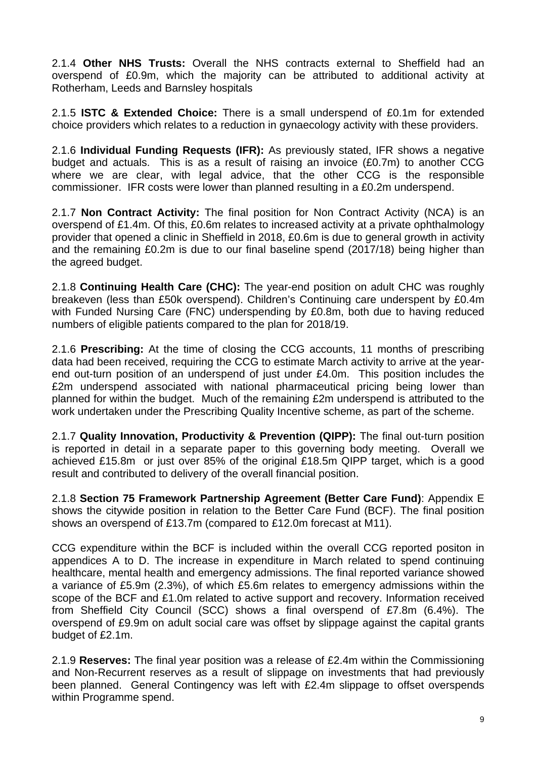2.1.4 **Other NHS Trusts:** Overall the NHS contracts external to Sheffield had an overspend of £0.9m, which the majority can be attributed to additional activity at Rotherham, Leeds and Barnsley hospitals

2.1.5 **ISTC & Extended Choice:** There is a small underspend of £0.1m for extended choice providers which relates to a reduction in gynaecology activity with these providers.

2.1.6 **Individual Funding Requests (IFR):** As previously stated, IFR shows a negative budget and actuals. This is as a result of raising an invoice (£0.7m) to another CCG where we are clear, with legal advice, that the other CCG is the responsible commissioner. IFR costs were lower than planned resulting in a £0.2m underspend.

2.1.7 **Non Contract Activity:** The final position for Non Contract Activity (NCA) is an overspend of £1.4m. Of this, £0.6m relates to increased activity at a private ophthalmology provider that opened a clinic in Sheffield in 2018, £0.6m is due to general growth in activity and the remaining £0.2m is due to our final baseline spend (2017/18) being higher than the agreed budget.

2.1.8 **Continuing Health Care (CHC):** The year-end position on adult CHC was roughly breakeven (less than £50k overspend). Children's Continuing care underspent by £0.4m with Funded Nursing Care (FNC) underspending by £0.8m, both due to having reduced numbers of eligible patients compared to the plan for 2018/19.

2.1.6 **Prescribing:** At the time of closing the CCG accounts, 11 months of prescribing data had been received, requiring the CCG to estimate March activity to arrive at the year-end out-turn position of an underspend of just under £4.0m. This position includes the £2m underspend associated with national pharmaceutical pricing being lower than planned for within the budget. Much of the remaining £2m underspend is attributed to the work undertaken under the Prescribing Quality Incentive scheme, as part of the scheme.

2.1.7 **Quality Innovation, Productivity & Prevention (QIPP):** The final out-turn position is reported in detail in a separate paper to this governing body meeting. Overall we achieved £15.8m or just over 85% of the original £18.5m QIPP target, which is a good result and contributed to delivery of the overall financial position.

2.1.8 **Section 75 Framework Partnership Agreement (Better Care Fund)**: Appendix E shows the citywide position in relation to the Better Care Fund (BCF). The final position shows an overspend of £13.7m (compared to £12.0m forecast at M11).

CCG expenditure within the BCF is included within the overall CCG reported positon in appendices A to D. The increase in expenditure in March related to spend continuing healthcare, mental health and emergency admissions. The final reported variance showed a variance of £5.9m (2.3%), of which £5.6m relates to emergency admissions within the scope of the BCF and £1.0m related to active support and recovery. Information received from Sheffield City Council (SCC) shows a final overspend of £7.8m (6.4%). The overspend of £9.9m on adult social care was offset by slippage against the capital grants budget of £2.1m.

2.1.9 **Reserves:** The final year position was a release of £2.4m within the Commissioning and Non-Recurrent reserves as a result of slippage on investments that had previously been planned. General Contingency was left with £2.4m slippage to offset overspends within Programme spend.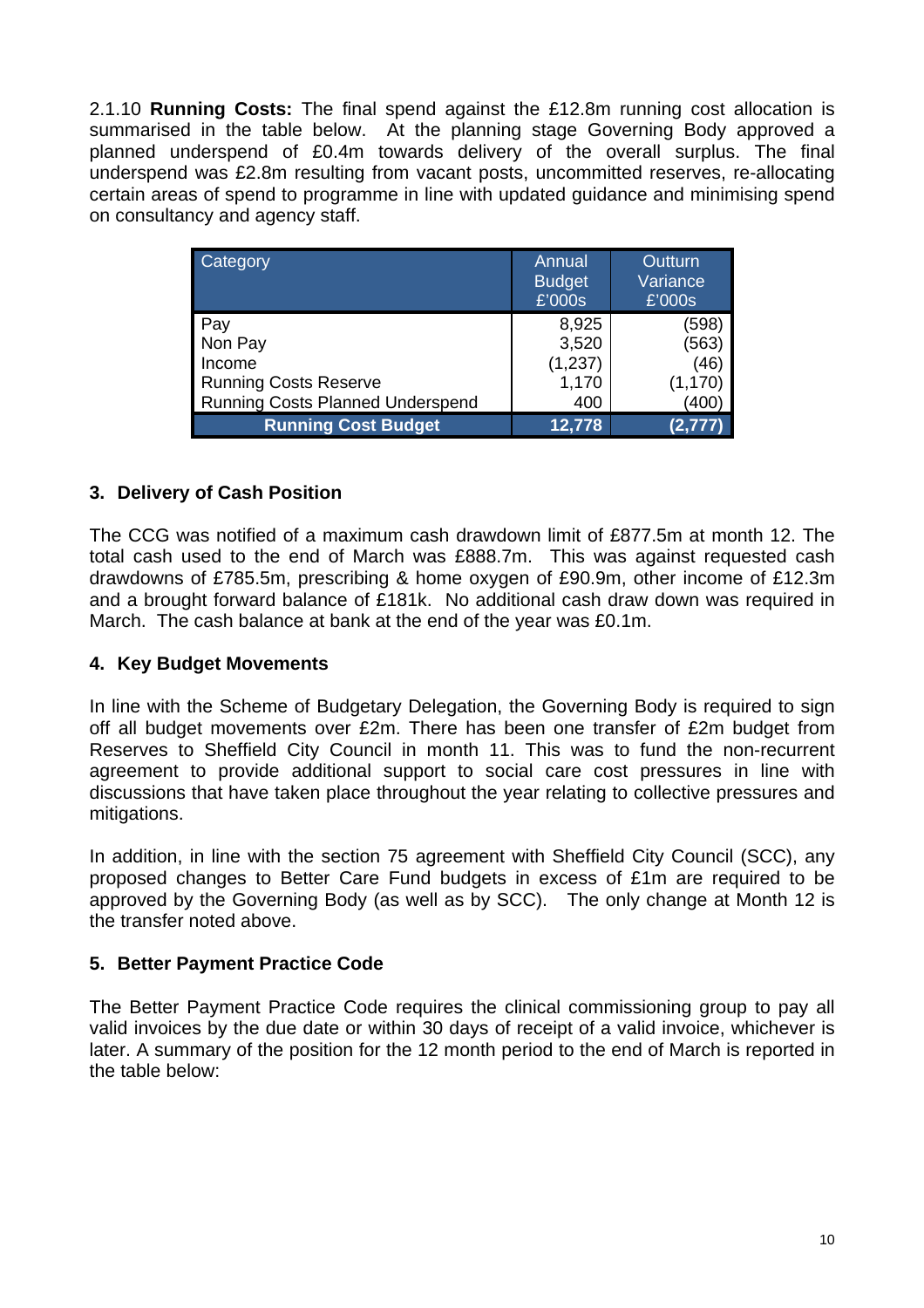2.1.10 **Running Costs:** The final spend against the £12.8m running cost allocation is summarised in the table below. At the planning stage Governing Body approved a planned underspend of £0.4m towards delivery of the overall surplus. The final underspend was £2.8m resulting from vacant posts, uncommitted reserves, re-allocating certain areas of spend to programme in line with updated guidance and minimising spend on consultancy and agency staff.

| Category | Annual Budget £'000s | Outturn Variance £'000s |
|---|---|---|
| Pay | 8,925 | (598) |
| Non Pay | 3,520 | (563) |
| Income | (1,237) | (46) |
| Running Costs Reserve | 1,170 | (1,170) |
| Running Costs Planned Underspend | 400 | (400) |
| **Running Cost Budget** | **12,778** | **(2,777)** |

## 3. Delivery of Cash Position

The CCG was notified of a maximum cash drawdown limit of £877.5m at month 12. The total cash used to the end of March was £888.7m. This was against requested cash drawdowns of £785.5m, prescribing & home oxygen of £90.9m, other income of £12.3m and a brought forward balance of £181k. No additional cash draw down was required in March. The cash balance at bank at the end of the year was £0.1m.

## 4. Key Budget Movements

In line with the Scheme of Budgetary Delegation, the Governing Body is required to sign off all budget movements over £2m. There has been one transfer of £2m budget from Reserves to Sheffield City Council in month 11. This was to fund the non-recurrent agreement to provide additional support to social care cost pressures in line with discussions that have taken place throughout the year relating to collective pressures and mitigations.

In addition, in line with the section 75 agreement with Sheffield City Council (SCC), any proposed changes to Better Care Fund budgets in excess of £1m are required to be approved by the Governing Body (as well as by SCC). The only change at Month 12 is the transfer noted above.

## 5. Better Payment Practice Code

The Better Payment Practice Code requires the clinical commissioning group to pay all valid invoices by the due date or within 30 days of receipt of a valid invoice, whichever is later. A summary of the position for the 12 month period to the end of March is reported in the table below: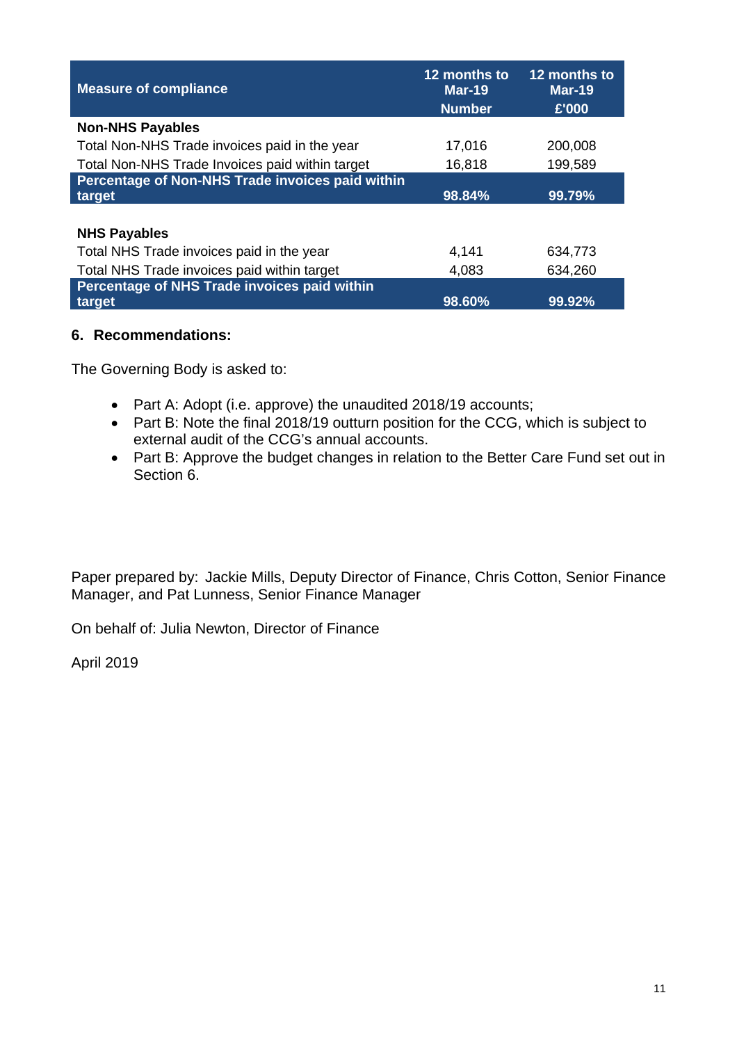| Measure of compliance | 12 months to Mar-19 Number | 12 months to Mar-19 £'000 |
|---|---|---|
| **Non-NHS Payables** | | |
| Total Non-NHS Trade invoices paid in the year | 17,016 | 200,008 |
| Total Non-NHS Trade Invoices paid within target | 16,818 | 199,589 |
| **Percentage of Non-NHS Trade invoices paid within target** | **98.84%** | **99.79%** |
| | | |
| **NHS Payables** | | |
| Total NHS Trade invoices paid in the year | 4,141 | 634,773 |
| Total NHS Trade invoices paid within target | 4,083 | 634,260 |
| **Percentage of NHS Trade invoices paid within target** | **98.60%** | **99.92%** |

## 6. Recommendations:

The Governing Body is asked to:

- Part A: Adopt (i.e. approve) the unaudited 2018/19 accounts;
- Part B: Note the final 2018/19 outturn position for the CCG, which is subject to external audit of the CCG's annual accounts.
- Part B: Approve the budget changes in relation to the Better Care Fund set out in Section 6.

Paper prepared by: Jackie Mills, Deputy Director of Finance, Chris Cotton, Senior Finance Manager, and Pat Lunness, Senior Finance Manager

On behalf of: Julia Newton, Director of Finance

April 2019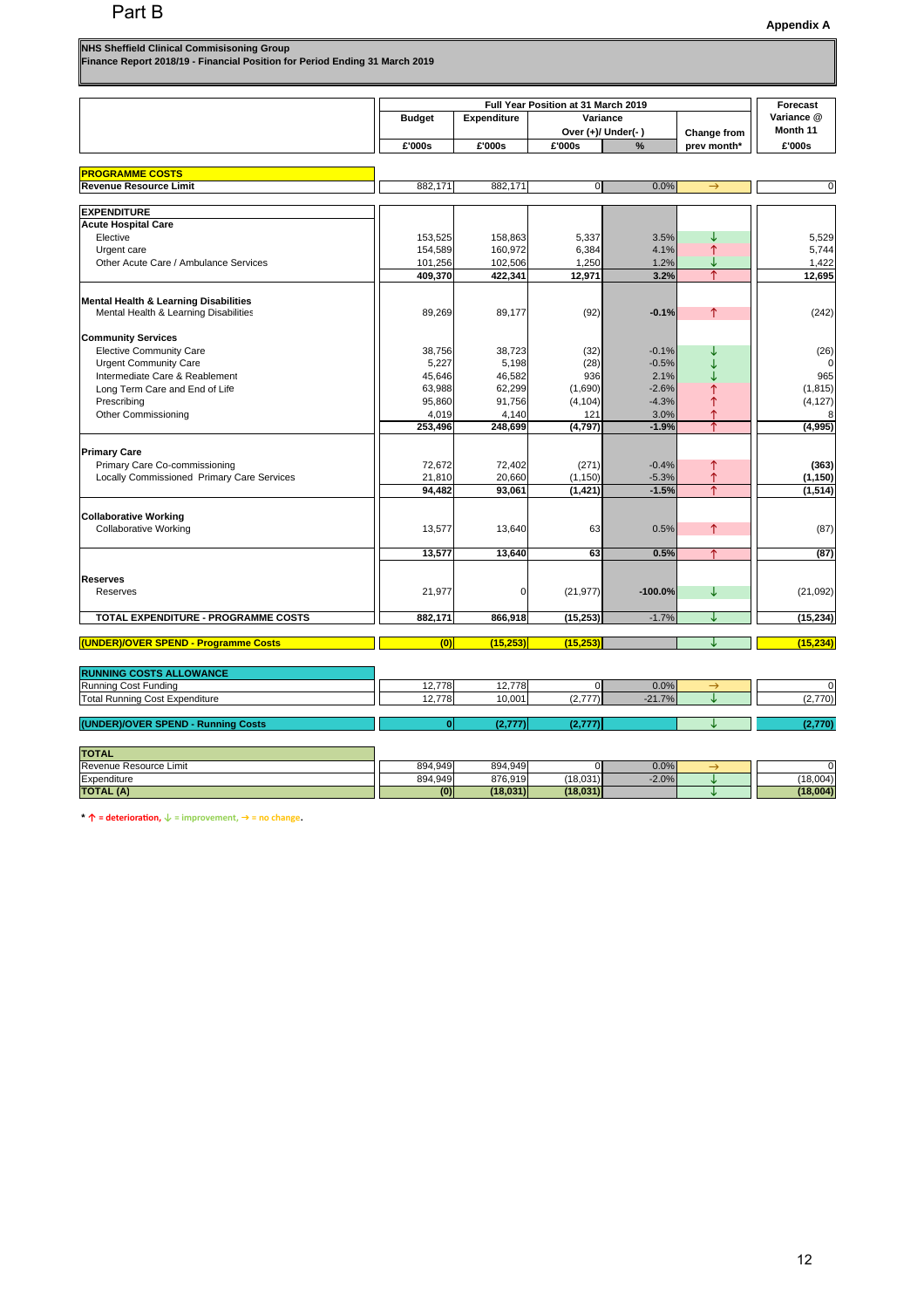Part B

Appendix A

**NHS Sheffield Clinical Commisisoning Group**
**Finance Report 2018/19 - Financial Position for Period Ending 31 March 2019**

| | Full Year Position at 31 March 2019 | | | | | Forecast Variance @ Month 11 |
|---|---|---|---|---|---|---|
| | Budget | Expenditure | Variance Over (+)/ Under(- ) | | Change from prev month* | |
| | £'000s | £'000s | £'000s | % | | £'000s |
| **PROGRAMME COSTS** | | | | | | |
| **Revenue Resource Limit** | 882,171 | 882,171 | 0 | 0.0% | → | 0 |
| **EXPENDITURE** | | | | | | |
| **Acute Hospital Care** | | | | | | |
| Elective | 153,525 | 158,863 | 5,337 | 3.5% | ↓ | 5,529 |
| Urgent care | 154,589 | 160,972 | 6,384 | 4.1% | ↑ | 5,744 |
| Other Acute Care / Ambulance Services | 101,256 | 102,506 | 1,250 | 1.2% | ↓ | 1,422 |
| | **409,370** | **422,341** | **12,971** | **3.2%** | ↑ | **12,695** |
| **Mental Health & Learning Disabilities** | | | | | | |
| Mental Health & Learning Disabilities | 89,269 | 89,177 | (92) | **-0.1%** | ↑ | (242) |
| **Community Services** | | | | | | |
| Elective Community Care | 38,756 | 38,723 | (32) | -0.1% | ↓ | (26) |
| Urgent Community Care | 5,227 | 5,198 | (28) | -0.5% | ↓ | 0 |
| Intermediate Care & Reablement | 45,646 | 46,582 | 936 | 2.1% | ↓ | 965 |
| Long Term Care and End of Life | 63,988 | 62,299 | (1,690) | -2.6% | ↑ | (1,815) |
| Prescribing | 95,860 | 91,756 | (4,104) | -4.3% | ↑ | (4,127) |
| Other Commissioning | 4,019 | 4,140 | 121 | 3.0% | ↑ | 8 |
| | **253,496** | **248,699** | **(4,797)** | **-1.9%** | ↑ | **(4,995)** |
| **Primary Care** | | | | | | |
| Primary Care Co-commissioning | 72,672 | 72,402 | (271) | -0.4% | ↑ | **(363)** |
| Locally Commissioned Primary Care Services | 21,810 | 20,660 | (1,150) | -5.3% | ↑ | **(1,150)** |
| | **94,482** | **93,061** | **(1,421)** | **-1.5%** | ↑ | **(1,514)** |
| **Collaborative Working** | | | | | | |
| Collaborative Working | 13,577 | 13,640 | 63 | 0.5% | ↑ | (87) |
| | **13,577** | **13,640** | **63** | **0.5%** | ↑ | **(87)** |
| **Reserves** | | | | | | |
| Reserves | 21,977 | 0 | (21,977) | **-100.0%** | ↓ | (21,092) |
| **TOTAL EXPENDITURE - PROGRAMME COSTS** | **882,171** | **866,918** | **(15,253)** | -1.7% | ↓ | **(15,234)** |
| **(UNDER)/OVER SPEND - Programme Costs** | **(0)** | **(15,253)** | **(15,253)** | | ↓ | **(15,234)** |
| **RUNNING COSTS ALLOWANCE** | | | | | | |
| Running Cost Funding | 12,778 | 12,778 | 0 | 0.0% | → | 0 |
| Total Running Cost Expenditure | 12,778 | 10,001 | (2,777) | -21.7% | ↓ | (2,770) |
| **(UNDER)/OVER SPEND - Running Costs** | **0** | **(2,777)** | **(2,777)** | | ↓ | **(2,770)** |
| **TOTAL** | | | | | | |
| Revenue Resource Limit | 894,949 | 894,949 | 0 | 0.0% | → | 0 |
| Expenditure | 894,949 | 876,919 | (18,031) | -2.0% | ↓ | (18,004) |
| **TOTAL (A)** | **(0)** | **(18,031)** | **(18,031)** | | ↓ | **(18,004)** |

* ↑ = deterioration, ↓ = improvement, → = no change.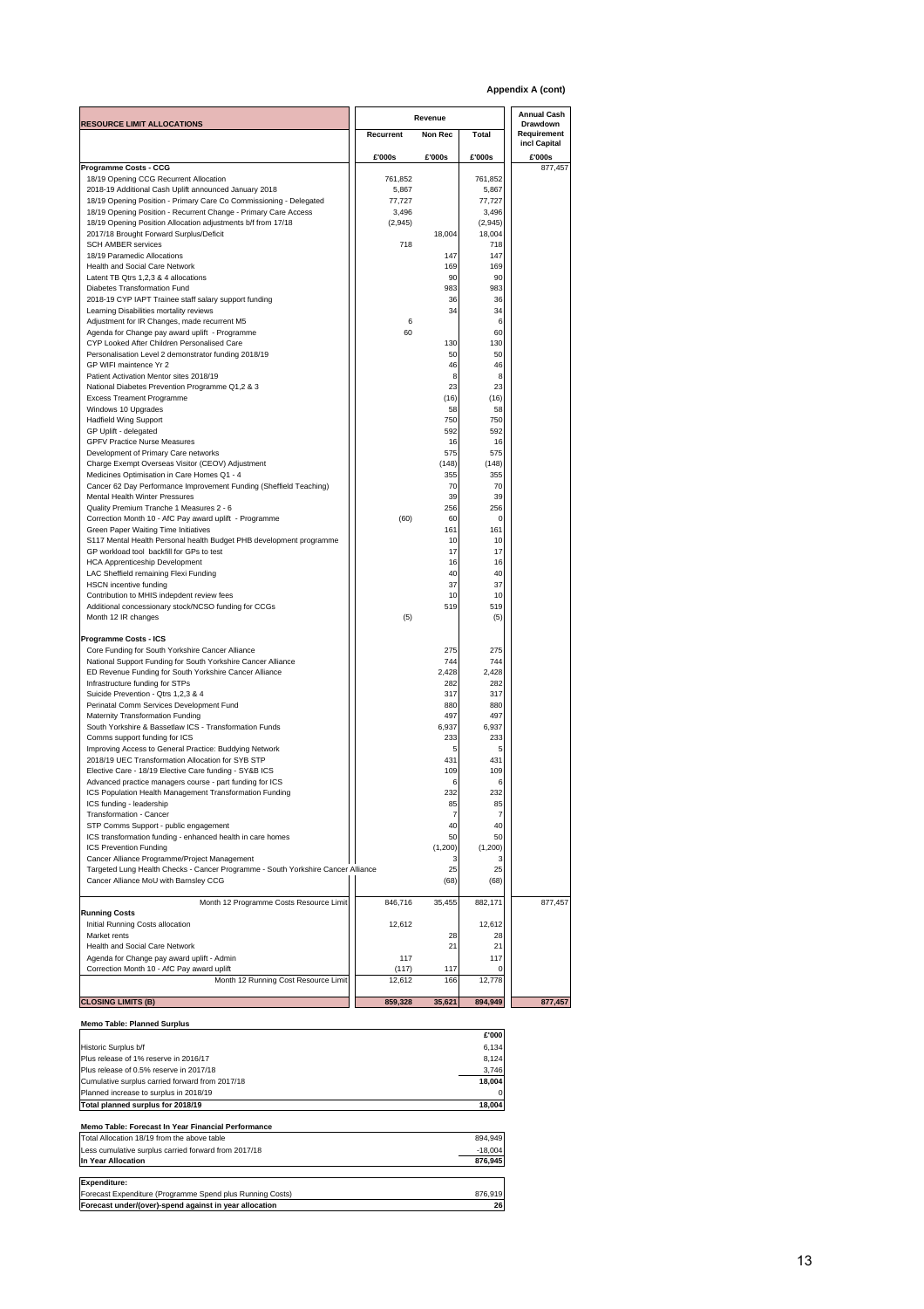**Appendix A (cont)**

| RESOURCE LIMIT ALLOCATIONS | Revenue | | | Annual Cash Drawdown Requirement incl Capital |
|---|---|---|---|---|
| | Recurrent | Non Rec | Total | |
| | £'000s | £'000s | £'000s | £'000s |
| **Programme Costs - CCG** | | | | 877,457 |
| 18/19 Opening CCG Recurrent Allocation | 761,852 | | 761,852 | |
| 2018-19 Additional Cash Uplift announced January 2018 | 5,867 | | 5,867 | |
| 18/19 Opening Position - Primary Care Co Commissioning - Delegated | 77,727 | | 77,727 | |
| 18/19 Opening Position - Recurrent Change - Primary Care Access | 3,496 | | 3,496 | |
| 18/19 Opening Position Allocation adjustments b/f from 17/18 | (2,945) | | (2,945) | |
| 2017/18 Brought Forward Surplus/Deficit | | 18,004 | 18,004 | |
| SCH AMBER services | 718 | | 718 | |
| 18/19 Paramedic Allocations | | 147 | 147 | |
| Health and Social Care Network | | 169 | 169 | |
| Latent TB Qtrs 1,2,3 & 4 allocations | | 90 | 90 | |
| Diabetes Transformation Fund | | 983 | 983 | |
| 2018-19 CYP IAPT Trainee staff salary support funding | | 36 | 36 | |
| Learning Disabilities mortality reviews | | 34 | 34 | |
| Adjustment for IR Changes, made recurrent M5 | 6 | | 6 | |
| Agenda for Change pay award uplift - Programme | 60 | | 60 | |
| CYP Looked After Children Personalised Care | | 130 | 130 | |
| Personalisation Level 2 demonstrator funding 2018/19 | | 50 | 50 | |
| GP WIFI maintence Yr 2 | | 46 | 46 | |
| Patient Activation Mentor sites 2018/19 | | 8 | 8 | |
| National Diabetes Prevention Programme Q1,2 & 3 | | 23 | 23 | |
| Excess Treament Programme | | (16) | (16) | |
| Windows 10 Upgrades | | 58 | 58 | |
| Hadfield Wing Support | | 750 | 750 | |
| GP Uplift - delegated | | 592 | 592 | |
| GPFV Practice Nurse Measures | | 16 | 16 | |
| Development of Primary Care networks | | 575 | 575 | |
| Charge Exempt Overseas Visitor (CEOV) Adjustment | | (148) | (148) | |
| Medicines Optimisation in Care Homes Q1 - 4 | | 355 | 355 | |
| Cancer 62 Day Performance Improvement Funding (Sheffield Teaching) | | 70 | 70 | |
| Mental Health Winter Pressures | | 39 | 39 | |
| Quality Premium Tranche 1 Measures 2 - 6 | | 256 | 256 | |
| Correction Month 10 - AfC Pay award uplift - Programme | (60) | 60 | 0 | |
| Green Paper Waiting Time Initiatives | | 161 | 161 | |
| S117 Mental Health Personal health Budget PHB development programme | | 10 | 10 | |
| GP workload tool backfill for GPs to test | | 17 | 17 | |
| HCA Apprenticeship Development | | 16 | 16 | |
| LAC Sheffield remaining Flexi Funding | | 40 | 40 | |
| HSCN incentive funding | | 37 | 37 | |
| Contribution to MHIS indepdent review fees | | 10 | 10 | |
| Additional concessionary stock/NCSO funding for CCGs | | 519 | 519 | |
| Month 12 IR changes | (5) | | (5) | |
| **Programme Costs - ICS** | | | | |
| Core Funding for South Yorkshire Cancer Alliance | | 275 | 275 | |
| National Support Funding for South Yorkshire Cancer Alliance | | 744 | 744 | |
| ED Revenue Funding for South Yorkshire Cancer Alliance | | 2,428 | 2,428 | |
| Infrastructure funding for STPs | | 282 | 282 | |
| Suicide Prevention - Qtrs 1,2,3 & 4 | | 317 | 317 | |
| Perinatal Comm Services Development Fund | | 880 | 880 | |
| Maternity Transformation Funding | | 497 | 497 | |
| South Yorkshire & Bassetlaw ICS - Transformation Funds | | 6,937 | 6,937 | |
| Comms support funding for ICS | | 233 | 233 | |
| Improving Access to General Practice: Buddying Network | | 5 | 5 | |
| 2018/19 UEC Transformation Allocation for SYB STP | | 431 | 431 | |
| Elective Care - 18/19 Elective Care funding - SY&B ICS | | 109 | 109 | |
| Advanced practice managers course - part funding for ICS | | 6 | 6 | |
| ICS Population Health Management Transformation Funding | | 232 | 232 | |
| ICS funding - leadership | | 85 | 85 | |
| Transformation - Cancer | | 7 | 7 | |
| STP Comms Support - public engagement | | 40 | 40 | |
| ICS transformation funding - enhanced health in care homes | | 50 | 50 | |
| ICS Prevention Funding | | (1,200) | (1,200) | |
| Cancer Alliance Programme/Project Management | | 3 | 3 | |
| Targeted Lung Health Checks - Cancer Programme - South Yorkshire Cancer Alliance | | 25 | 25 | |
| Cancer Alliance MoU with Barnsley CCG | | (68) | (68) | |
| Month 12 Programme Costs Resource Limit | 846,716 | 35,455 | 882,171 | 877,457 |
| **Running Costs** | | | | |
| Initial Running Costs allocation | 12,612 | | 12,612 | |
| Market rents | | 28 | 28 | |
| Health and Social Care Network | | 21 | 21 | |
| Agenda for Change pay award uplift - Admin | 117 | | 117 | |
| Correction Month 10 - AfC Pay award uplift | (117) | 117 | 0 | |
| Month 12 Running Cost Resource Limit | 12,612 | 166 | 12,778 | |
| **CLOSING LIMITS (B)** | **859,328** | **35,621** | **894,949** | **877,457** |

**Memo Table: Planned Surplus**

| | £'000 |
|---|---|
| Historic Surplus b/f | 6,134 |
| Plus release of 1% reserve in 2016/17 | 8,124 |
| Plus release of 0.5% reserve in 2017/18 | 3,746 |
| Cumulative surplus carried forward from 2017/18 | **18,004** |
| Planned increase to surplus in 2018/19 | 0 |
| **Total planned surplus for 2018/19** | **18,004** |

**Memo Table: Forecast In Year Financial Performance**

| | |
|---|---|
| Total Allocation 18/19 from the above table | 894,949 |
| Less cumulative surplus carried forward from 2017/18 | -18,004 |
| **In Year Allocation** | **876,945** |
| **Expenditure:** | |
| Forecast Expenditure (Programme Spend plus Running Costs) | 876,919 |
| **Forecast under/(over)-spend against in year allocation** | **26** |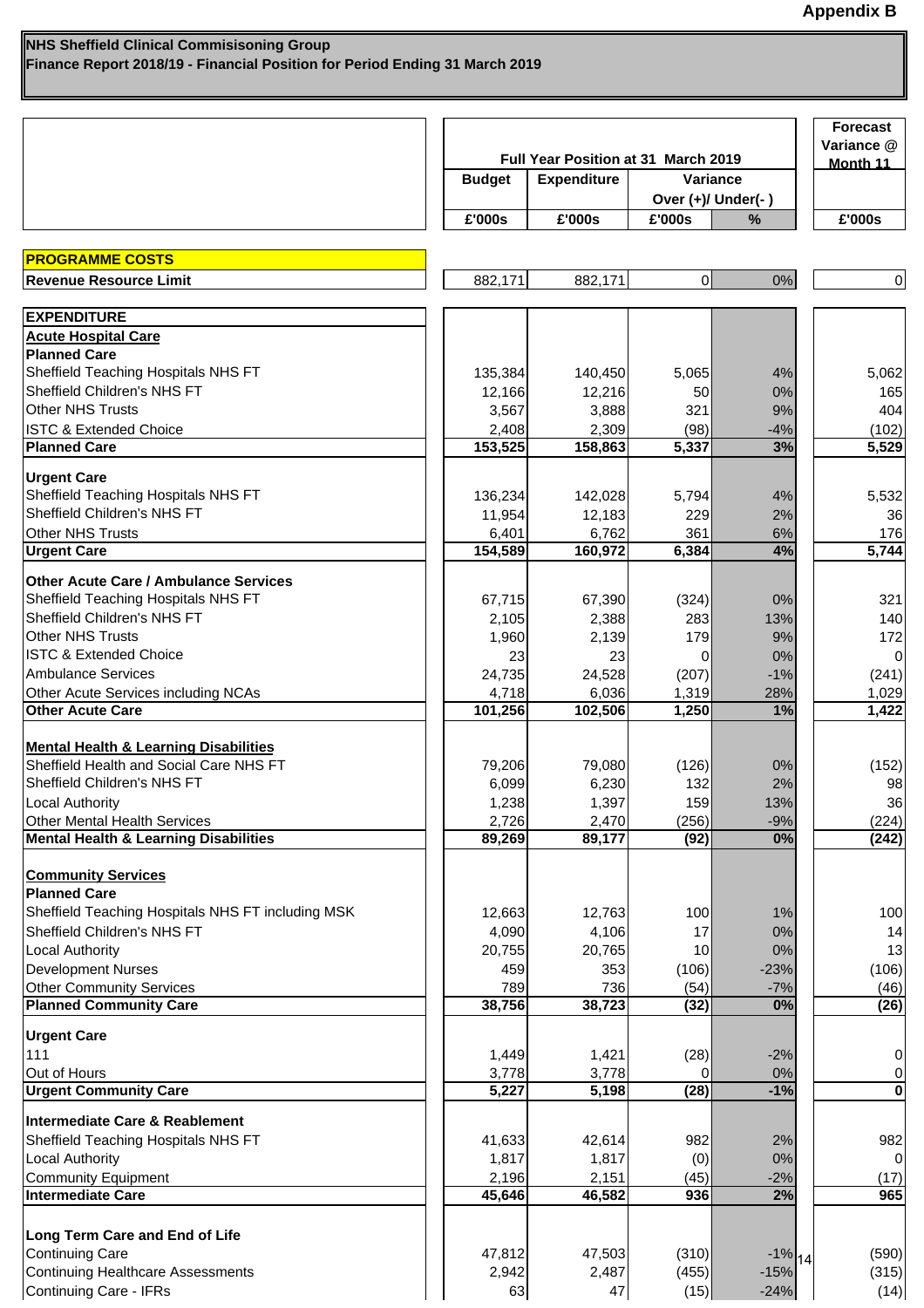**Appendix B**

**NHS Sheffield Clinical Commisisoning Group**
**Finance Report 2018/19 - Financial Position for Period Ending 31 March 2019**

| | Full Year Position at 31 March 2019 | | | | Forecast Variance @ Month 11 |
|---|---|---|---|---|---|
| | Budget | Expenditure | Variance Over (+)/ Under(- ) | | |
| | £'000s | £'000s | £'000s | % | £'000s |
| **PROGRAMME COSTS** | | | | | |
| **Revenue Resource Limit** | 882,171 | 882,171 | 0 | 0% | 0 |
| **EXPENDITURE** | | | | | |
| **Acute Hospital Care** | | | | | |
| **Planned Care** | | | | | |
| Sheffield Teaching Hospitals NHS FT | 135,384 | 140,450 | 5,065 | 4% | 5,062 |
| Sheffield Children's NHS FT | 12,166 | 12,216 | 50 | 0% | 165 |
| Other NHS Trusts | 3,567 | 3,888 | 321 | 9% | 404 |
| ISTC & Extended Choice | 2,408 | 2,309 | (98) | -4% | (102) |
| **Planned Care** | **153,525** | **158,863** | **5,337** | **3%** | **5,529** |
| **Urgent Care** | | | | | |
| Sheffield Teaching Hospitals NHS FT | 136,234 | 142,028 | 5,794 | 4% | 5,532 |
| Sheffield Children's NHS FT | 11,954 | 12,183 | 229 | 2% | 36 |
| Other NHS Trusts | 6,401 | 6,762 | 361 | 6% | 176 |
| **Urgent Care** | **154,589** | **160,972** | **6,384** | **4%** | **5,744** |
| **Other Acute Care / Ambulance Services** | | | | | |
| Sheffield Teaching Hospitals NHS FT | 67,715 | 67,390 | (324) | 0% | 321 |
| Sheffield Children's NHS FT | 2,105 | 2,388 | 283 | 13% | 140 |
| Other NHS Trusts | 1,960 | 2,139 | 179 | 9% | 172 |
| ISTC & Extended Choice | 23 | 23 | 0 | 0% | 0 |
| Ambulance Services | 24,735 | 24,528 | (207) | -1% | (241) |
| Other Acute Services including NCAs | 4,718 | 6,036 | 1,319 | 28% | 1,029 |
| **Other Acute Care** | **101,256** | **102,506** | **1,250** | **1%** | **1,422** |
| **Mental Health & Learning Disabilities** | | | | | |
| Sheffield Health and Social Care NHS FT | 79,206 | 79,080 | (126) | 0% | (152) |
| Sheffield Children's NHS FT | 6,099 | 6,230 | 132 | 2% | 98 |
| Local Authority | 1,238 | 1,397 | 159 | 13% | 36 |
| Other Mental Health Services | 2,726 | 2,470 | (256) | -9% | (224) |
| **Mental Health & Learning Disabilities** | **89,269** | **89,177** | **(92)** | **0%** | **(242)** |
| **Community Services** | | | | | |
| **Planned Care** | | | | | |
| Sheffield Teaching Hospitals NHS FT including MSK | 12,663 | 12,763 | 100 | 1% | 100 |
| Sheffield Children's NHS FT | 4,090 | 4,106 | 17 | 0% | 14 |
| Local Authority | 20,755 | 20,765 | 10 | 0% | 13 |
| Development Nurses | 459 | 353 | (106) | -23% | (106) |
| Other Community Services | 789 | 736 | (54) | -7% | (46) |
| **Planned Community Care** | **38,756** | **38,723** | **(32)** | **0%** | **(26)** |
| **Urgent Care** | | | | | |
| 111 | 1,449 | 1,421 | (28) | -2% | 0 |
| Out of Hours | 3,778 | 3,778 | 0 | 0% | 0 |
| **Urgent Community Care** | **5,227** | **5,198** | **(28)** | **-1%** | **0** |
| **Intermediate Care & Reablement** | | | | | |
| Sheffield Teaching Hospitals NHS FT | 41,633 | 42,614 | 982 | 2% | 982 |
| Local Authority | 1,817 | 1,817 | (0) | 0% | 0 |
| Community Equipment | 2,196 | 2,151 | (45) | -2% | (17) |
| **Intermediate Care** | **45,646** | **46,582** | **936** | **2%** | **965** |
| **Long Term Care and End of Life** | | | | | |
| Continuing Care | 47,812 | 47,503 | (310) | -1% | (590) |
| Continuing Healthcare Assessments | 2,942 | 2,487 | (455) | -15% | (315) |
| Continuing Care - IFRs | 63 | 47 | (15) | -24% | (14) |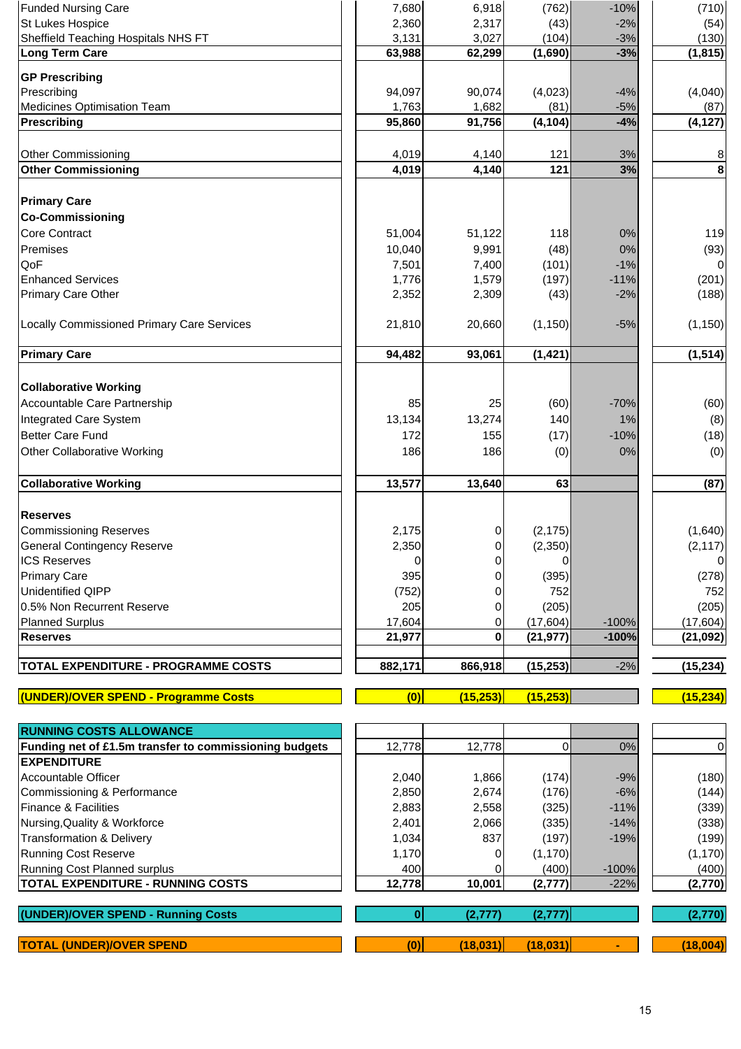| | | | | | |
|---|---|---|---|---|---|
| Funded Nursing Care | 7,680 | 6,918 | (762) | -10% | (710) |
| St Lukes Hospice | 2,360 | 2,317 | (43) | -2% | (54) |
| Sheffield Teaching Hospitals NHS FT | 3,131 | 3,027 | (104) | -3% | (130) |
| **Long Term Care** | **63,988** | **62,299** | **(1,690)** | **-3%** | **(1,815)** |
| **GP Prescribing** | | | | | |
| Prescribing | 94,097 | 90,074 | (4,023) | -4% | (4,040) |
| Medicines Optimisation Team | 1,763 | 1,682 | (81) | -5% | (87) |
| **Prescribing** | **95,860** | **91,756** | **(4,104)** | **-4%** | **(4,127)** |
| Other Commissioning | 4,019 | 4,140 | 121 | 3% | 8 |
| **Other Commissioning** | **4,019** | **4,140** | **121** | **3%** | **8** |
| **Primary Care** | | | | | |
| **Co-Commissioning** | | | | | |
| Core Contract | 51,004 | 51,122 | 118 | 0% | 119 |
| Premises | 10,040 | 9,991 | (48) | 0% | (93) |
| QoF | 7,501 | 7,400 | (101) | -1% | 0 |
| Enhanced Services | 1,776 | 1,579 | (197) | -11% | (201) |
| Primary Care Other | 2,352 | 2,309 | (43) | -2% | (188) |
| Locally Commissioned Primary Care Services | 21,810 | 20,660 | (1,150) | -5% | (1,150) |
| **Primary Care** | **94,482** | **93,061** | **(1,421)** | | **(1,514)** |
| **Collaborative Working** | | | | | |
| Accountable Care Partnership | 85 | 25 | (60) | -70% | (60) |
| Integrated Care System | 13,134 | 13,274 | 140 | 1% | (8) |
| Better Care Fund | 172 | 155 | (17) | -10% | (18) |
| Other Collaborative Working | 186 | 186 | (0) | 0% | (0) |
| **Collaborative Working** | **13,577** | **13,640** | **63** | | **(87)** |
| **Reserves** | | | | | |
| Commissioning Reserves | 2,175 | 0 | (2,175) | | (1,640) |
| General Contingency Reserve | 2,350 | 0 | (2,350) | | (2,117) |
| ICS Reserves | 0 | 0 | 0 | | 0 |
| Primary Care | 395 | 0 | (395) | | (278) |
| Unidentified QIPP | (752) | 0 | 752 | | 752 |
| 0.5% Non Recurrent Reserve | 205 | 0 | (205) | | (205) |
| Planned Surplus | 17,604 | 0 | (17,604) | -100% | (17,604) |
| **Reserves** | **21,977** | **0** | **(21,977)** | **-100%** | **(21,092)** |
| **TOTAL EXPENDITURE - PROGRAMME COSTS** | **882,171** | **866,918** | **(15,253)** | -2% | **(15,234)** |
| **(UNDER)/OVER SPEND - Programme Costs** | **(0)** | **(15,253)** | **(15,253)** | | **(15,234)** |
| **RUNNING COSTS ALLOWANCE** | | | | | |
| **Funding net of £1.5m transfer to commissioning budgets** | 12,778 | 12,778 | 0 | 0% | 0 |
| **EXPENDITURE** | | | | | |
| Accountable Officer | 2,040 | 1,866 | (174) | -9% | (180) |
| Commissioning & Performance | 2,850 | 2,674 | (176) | -6% | (144) |
| Finance & Facilities | 2,883 | 2,558 | (325) | -11% | (339) |
| Nursing,Quality & Workforce | 2,401 | 2,066 | (335) | -14% | (338) |
| Transformation & Delivery | 1,034 | 837 | (197) | -19% | (199) |
| Running Cost Reserve | 1,170 | 0 | (1,170) | | (1,170) |
| Running Cost Planned surplus | 400 | 0 | (400) | -100% | (400) |
| **TOTAL EXPENDITURE - RUNNING COSTS** | **12,778** | **10,001** | **(2,777)** | **-22%** | **(2,770)** |
| **(UNDER)/OVER SPEND - Running Costs** | **0** | **(2,777)** | **(2,777)** | | **(2,770)** |
| **TOTAL (UNDER)/OVER SPEND** | **(0)** | **(18,031)** | **(18,031)** | **-** | **(18,004)** |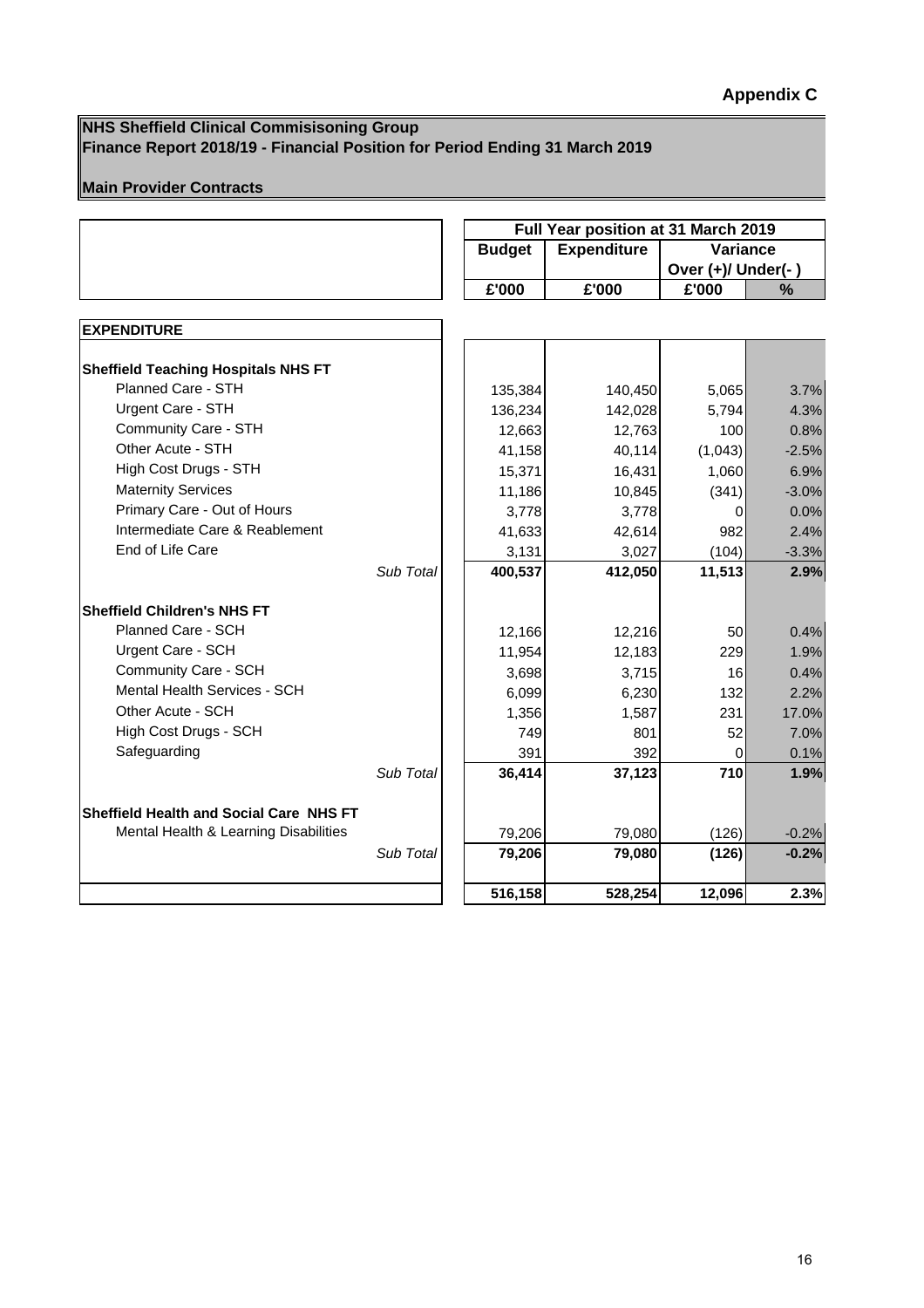**Appendix C**

**NHS Sheffield Clinical Commisisoning Group**
**Finance Report 2018/19 - Financial Position for Period Ending 31 March 2019**

**Main Provider Contracts**

| | Full Year position at 31 March 2019 | | | |
|---|---|---|---|---|
| | Budget | Expenditure | Variance Over (+)/ Under(- ) | |
| | £'000 | £'000 | £'000 | % |
| **EXPENDITURE** | | | | |
| **Sheffield Teaching Hospitals NHS FT** | | | | |
| Planned Care - STH | 135,384 | 140,450 | 5,065 | 3.7% |
| Urgent Care - STH | 136,234 | 142,028 | 5,794 | 4.3% |
| Community Care - STH | 12,663 | 12,763 | 100 | 0.8% |
| Other Acute - STH | 41,158 | 40,114 | (1,043) | -2.5% |
| High Cost Drugs - STH | 15,371 | 16,431 | 1,060 | 6.9% |
| Maternity Services | 11,186 | 10,845 | (341) | -3.0% |
| Primary Care - Out of Hours | 3,778 | 3,778 | 0 | 0.0% |
| Intermediate Care & Reablement | 41,633 | 42,614 | 982 | 2.4% |
| End of Life Care | 3,131 | 3,027 | (104) | -3.3% |
| *Sub Total* | **400,537** | **412,050** | **11,513** | **2.9%** |
| **Sheffield Children's NHS FT** | | | | |
| Planned Care - SCH | 12,166 | 12,216 | 50 | 0.4% |
| Urgent Care - SCH | 11,954 | 12,183 | 229 | 1.9% |
| Community Care - SCH | 3,698 | 3,715 | 16 | 0.4% |
| Mental Health Services - SCH | 6,099 | 6,230 | 132 | 2.2% |
| Other Acute - SCH | 1,356 | 1,587 | 231 | 17.0% |
| High Cost Drugs - SCH | 749 | 801 | 52 | 7.0% |
| Safeguarding | 391 | 392 | 0 | 0.1% |
| *Sub Total* | **36,414** | **37,123** | **710** | **1.9%** |
| **Sheffield Health and Social Care NHS FT** | | | | |
| Mental Health & Learning Disabilities | 79,206 | 79,080 | (126) | -0.2% |
| *Sub Total* | **79,206** | **79,080** | **(126)** | **-0.2%** |
| | **516,158** | **528,254** | **12,096** | **2.3%** |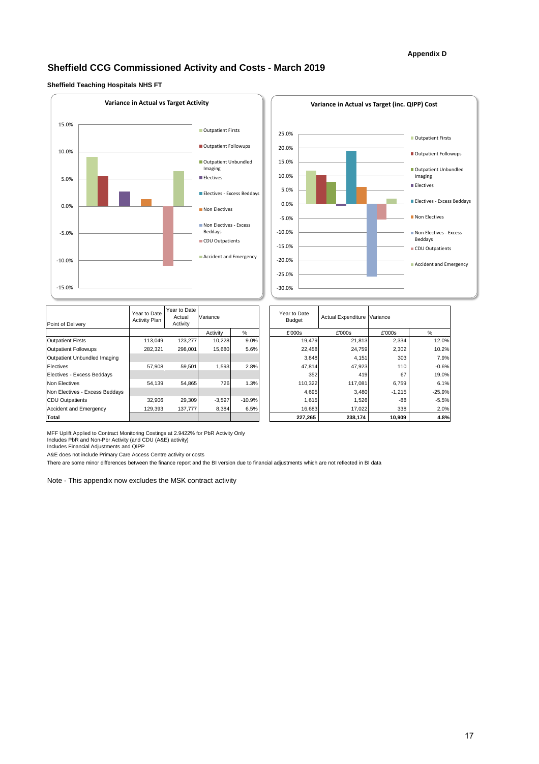Appendix D

# Sheffield CCG Commissioned Activity and Costs - March 2019

### Sheffield Teaching Hospitals NHS FT

| Point of Delivery | Year to Date Activity Plan | Year to Date Actual Activity | Variance | | Year to Date Budget | Actual Expenditure | Variance | |
|---|---|---|---|---|---|---|---|---|
| | | | Activity | % | £'000s | £'000s | £'000s | % |
| Outpatient Firsts | 113,049 | 123,277 | 10,228 | 9.0% | 19,479 | 21,813 | 2,334 | 12.0% |
| Outpatient Followups | 282,321 | 298,001 | 15,680 | 5.6% | 22,458 | 24,759 | 2,302 | 10.2% |
| Outpatient Unbundled Imaging | | | | | 3,848 | 4,151 | 303 | 7.9% |
| Electives | 57,908 | 59,501 | 1,593 | 2.8% | 47,814 | 47,923 | 110 | -0.6% |
| Electives - Excess Beddays | | | | | 352 | 419 | 67 | 19.0% |
| Non Electives | 54,139 | 54,865 | 726 | 1.3% | 110,322 | 117,081 | 6,759 | 6.1% |
| Non Electives - Excess Beddays | | | | | 4,695 | 3,480 | -1,215 | -25.9% |
| CDU Outpatients | 32,906 | 29,309 | -3,597 | -10.9% | 1,615 | 1,526 | -88 | -5.5% |
| Accident and Emergency | 129,393 | 137,777 | 8,384 | 6.5% | 16,683 | 17,022 | 338 | 2.0% |
| **Total** | | | | | **227,265** | **238,174** | **10,909** | **4.8%** |

MFF Uplift Applied to Contract Monitoring Costings at 2.9422% for PbR Activity Only
Includes PbR and Non-Pbr Activity (and CDU (A&E) activity)
Includes Financial Adjustments and QIPP
A&E does not include Primary Care Access Centre activity or costs
There are some minor differences between the finance report and the BI version due to financial adjustments which are not reflected in BI data

Note - This appendix now excludes the MSK contract activity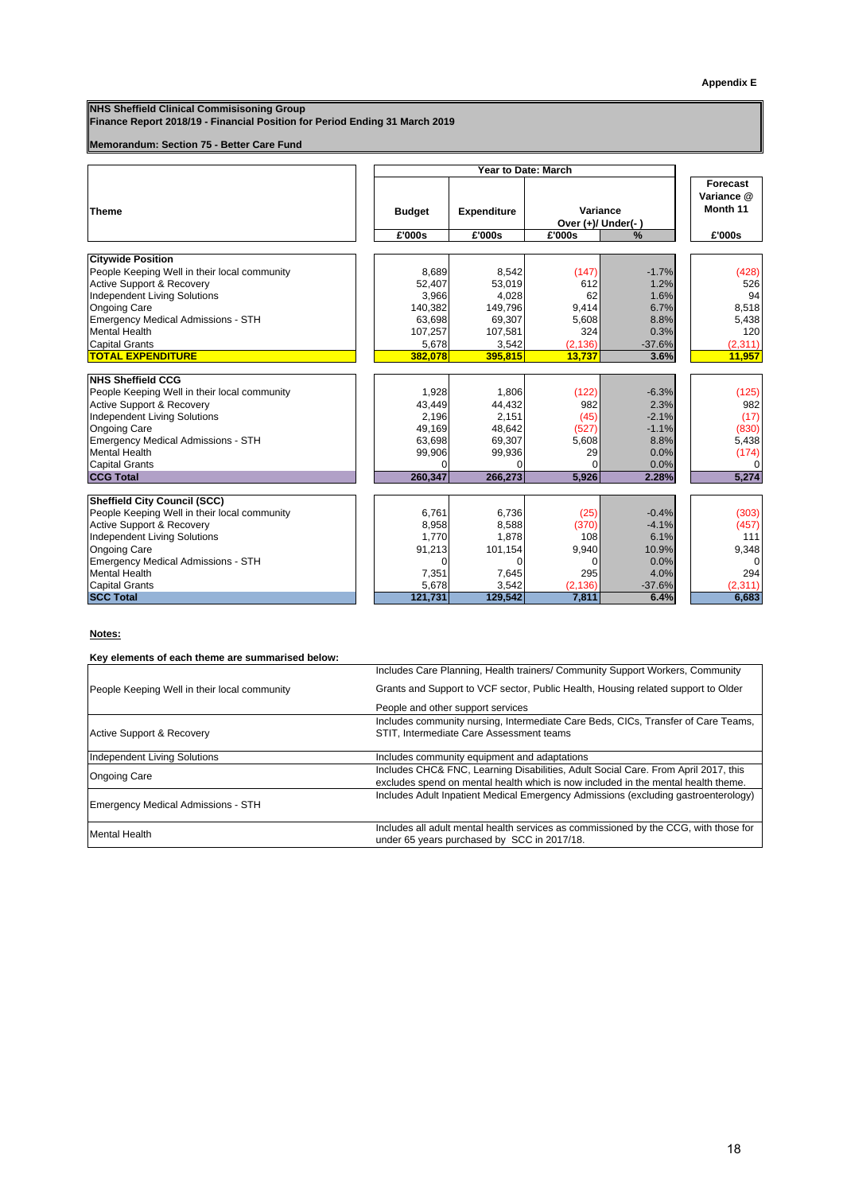Appendix E

**NHS Sheffield Clinical Commisisoning Group**
**Finance Report 2018/19 - Financial Position for Period Ending 31 March 2019**

**Memorandum: Section 75 - Better Care Fund**

| Theme | Year to Date: March | | | | Forecast Variance @ Month 11 |
|---|---|---|---|---|---|
| | Budget | Expenditure | Variance Over (+)/ Under(-) | | |
| | £'000s | £'000s | £'000s | % | £'000s |
| **Citywide Position** | | | | | |
| People Keeping Well in their local community | 8,689 | 8,542 | (147) | -1.7% | (428) |
| Active Support & Recovery | 52,407 | 53,019 | 612 | 1.2% | 526 |
| Independent Living Solutions | 3,966 | 4,028 | 62 | 1.6% | 94 |
| Ongoing Care | 140,382 | 149,796 | 9,414 | 6.7% | 8,518 |
| Emergency Medical Admissions - STH | 63,698 | 69,307 | 5,608 | 8.8% | 5,438 |
| Mental Health | 107,257 | 107,581 | 324 | 0.3% | 120 |
| Capital Grants | 5,678 | 3,542 | (2,136) | -37.6% | (2,311) |
| **TOTAL EXPENDITURE** | **382,078** | **395,815** | **13,737** | **3.6%** | **11,957** |
| **NHS Sheffield CCG** | | | | | |
| People Keeping Well in their local community | 1,928 | 1,806 | (122) | -6.3% | (125) |
| Active Support & Recovery | 43,449 | 44,432 | 982 | 2.3% | 982 |
| Independent Living Solutions | 2,196 | 2,151 | (45) | -2.1% | (17) |
| Ongoing Care | 49,169 | 48,642 | (527) | -1.1% | (830) |
| Emergency Medical Admissions - STH | 63,698 | 69,307 | 5,608 | 8.8% | 5,438 |
| Mental Health | 99,906 | 99,936 | 29 | 0.0% | (174) |
| Capital Grants | 0 | 0 | 0 | 0.0% | 0 |
| **CCG Total** | **260,347** | **266,273** | **5,926** | **2.28%** | **5,274** |
| **Sheffield City Council (SCC)** | | | | | |
| People Keeping Well in their local community | 6,761 | 6,736 | (25) | -0.4% | (303) |
| Active Support & Recovery | 8,958 | 8,588 | (370) | -4.1% | (457) |
| Independent Living Solutions | 1,770 | 1,878 | 108 | 6.1% | 111 |
| Ongoing Care | 91,213 | 101,154 | 9,940 | 10.9% | 9,348 |
| Emergency Medical Admissions - STH | 0 | 0 | 0 | 0.0% | 0 |
| Mental Health | 7,351 | 7,645 | 295 | 4.0% | 294 |
| Capital Grants | 5,678 | 3,542 | (2,136) | -37.6% | (2,311) |
| **SCC Total** | **121,731** | **129,542** | **7,811** | **6.4%** | **6,683** |

**Notes:**

**Key elements of each theme are summarised below:**

| Theme | Description |
|---|---|
| People Keeping Well in their local community | Includes Care Planning, Health trainers/ Community Support Workers, Community Grants and Support to VCF sector, Public Health, Housing related support to Older People and other support services |
| Active Support & Recovery | Includes community nursing, Intermediate Care Beds, CICs, Transfer of Care Teams, STIT, Intermediate Care Assessment teams |
| Independent Living Solutions | Includes community equipment and adaptations |
| Ongoing Care | Includes CHC& FNC, Learning Disabilities, Adult Social Care. From April 2017, this excludes spend on mental health which is now included in the mental health theme. |
| Emergency Medical Admissions - STH | Includes Adult Inpatient Medical Emergency Admissions (excluding gastroenterology) |
| Mental Health | Includes all adult mental health services as commissioned by the CCG, with those for under 65 years purchased by SCC in 2017/18. |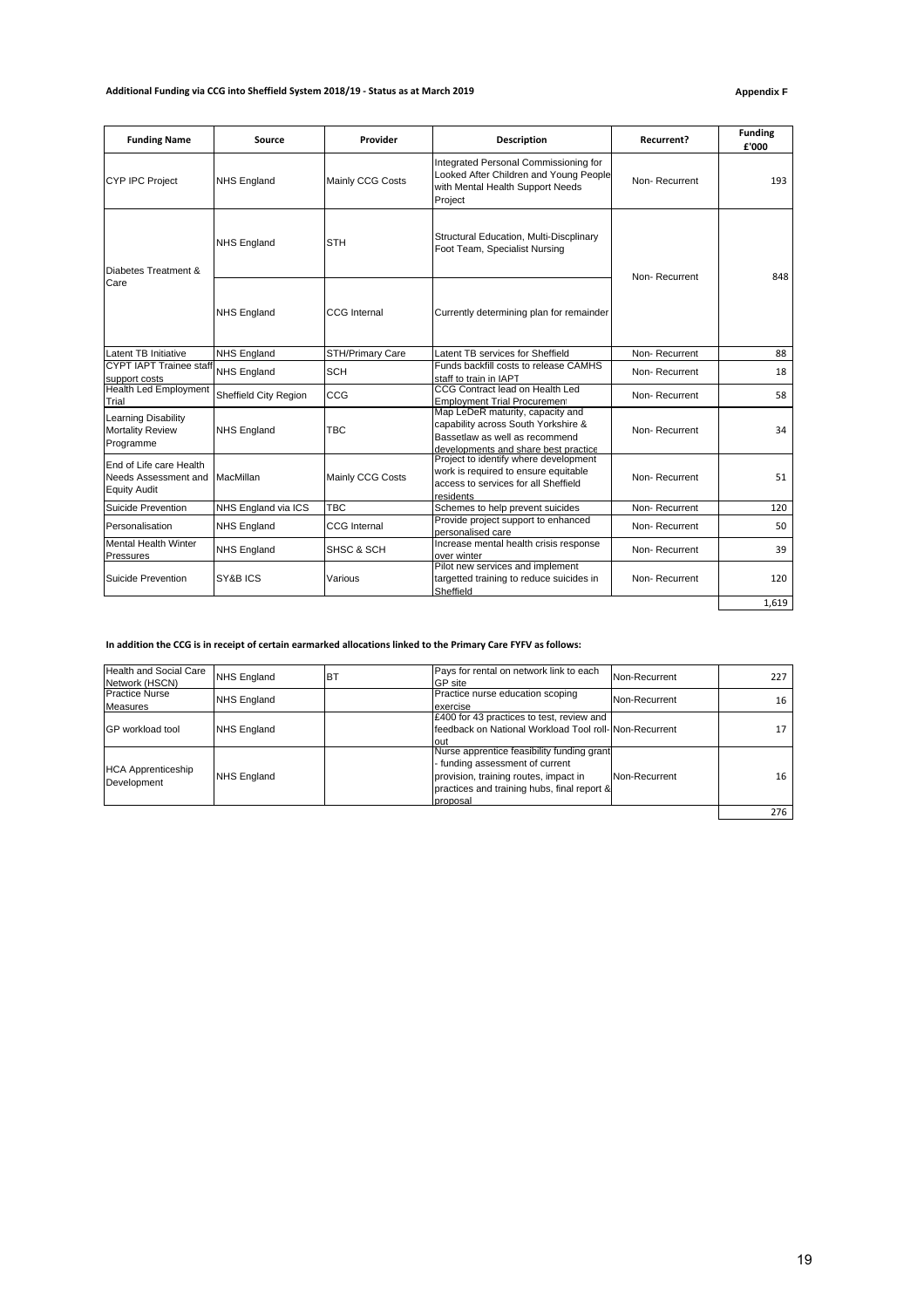**Additional Funding via CCG into Sheffield System 2018/19 - Status as at March 2019**

**Appendix F**

| Funding Name | Source | Provider | Description | Recurrent? | Funding £'000 |
|---|---|---|---|---|---|
| CYP IPC Project | NHS England | Mainly CCG Costs | Integrated Personal Commissioning for Looked After Children and Young People with Mental Health Support Needs Project | Non- Recurrent | 193 |
| Diabetes Treatment & Care | NHS England | STH | Structural Education, Multi-Discplinary Foot Team, Specialist Nursing | Non- Recurrent | 848 |
| | NHS England | CCG Internal | Currently determining plan for remainder | | |
| Latent TB Initiative | NHS England | STH/Primary Care | Latent TB services for Sheffield | Non- Recurrent | 88 |
| CYPT IAPT Trainee staff support costs | NHS England | SCH | Funds backfill costs to release CAMHS staff to train in IAPT | Non- Recurrent | 18 |
| Health Led Employment Trial | Sheffield City Region | CCG | CCG Contract lead on Health Led Employment Trial Procurement | Non- Recurrent | 58 |
| Learning Disability Mortality Review Programme | NHS England | TBC | Map LeDeR maturity, capacity and capability across South Yorkshire & Bassetlaw as well as recommend developments and share best practice | Non- Recurrent | 34 |
| End of Life care Health Needs Assessment and Equity Audit | MacMillan | Mainly CCG Costs | Project to identify where development work is required to ensure equitable access to services for all Sheffield residents | Non- Recurrent | 51 |
| Suicide Prevention | NHS England via ICS | TBC | Schemes to help prevent suicides | Non- Recurrent | 120 |
| Personalisation | NHS England | CCG Internal | Provide project support to enhanced personalised care | Non- Recurrent | 50 |
| Mental Health Winter Pressures | NHS England | SHSC & SCH | Increase mental health crisis response over winter | Non- Recurrent | 39 |
| Suicide Prevention | SY&B ICS | Various | Pilot new services and implement targetted training to reduce suicides in Sheffield | Non- Recurrent | 120 |
| | | | | | 1,619 |

**In addition the CCG is in receipt of certain earmarked allocations linked to the Primary Care FYFV as follows:**

| | | | | | |
|---|---|---|---|---|---|
| Health and Social Care Network (HSCN) | NHS England | BT | Pays for rental on network link to each GP site | Non-Recurrent | 227 |
| Practice Nurse Measures | NHS England | | Practice nurse education scoping exercise | Non-Recurrent | 16 |
| GP workload tool | NHS England | | £400 for 43 practices to test, review and feedback on National Workload Tool roll-out | Non-Recurrent | 17 |
| HCA Apprenticeship Development | NHS England | | Nurse apprentice feasibility funding grant - funding assessment of current provision, training routes, impact in practices and training hubs, final report & proposal | Non-Recurrent | 16 |
| | | | | | 276 |